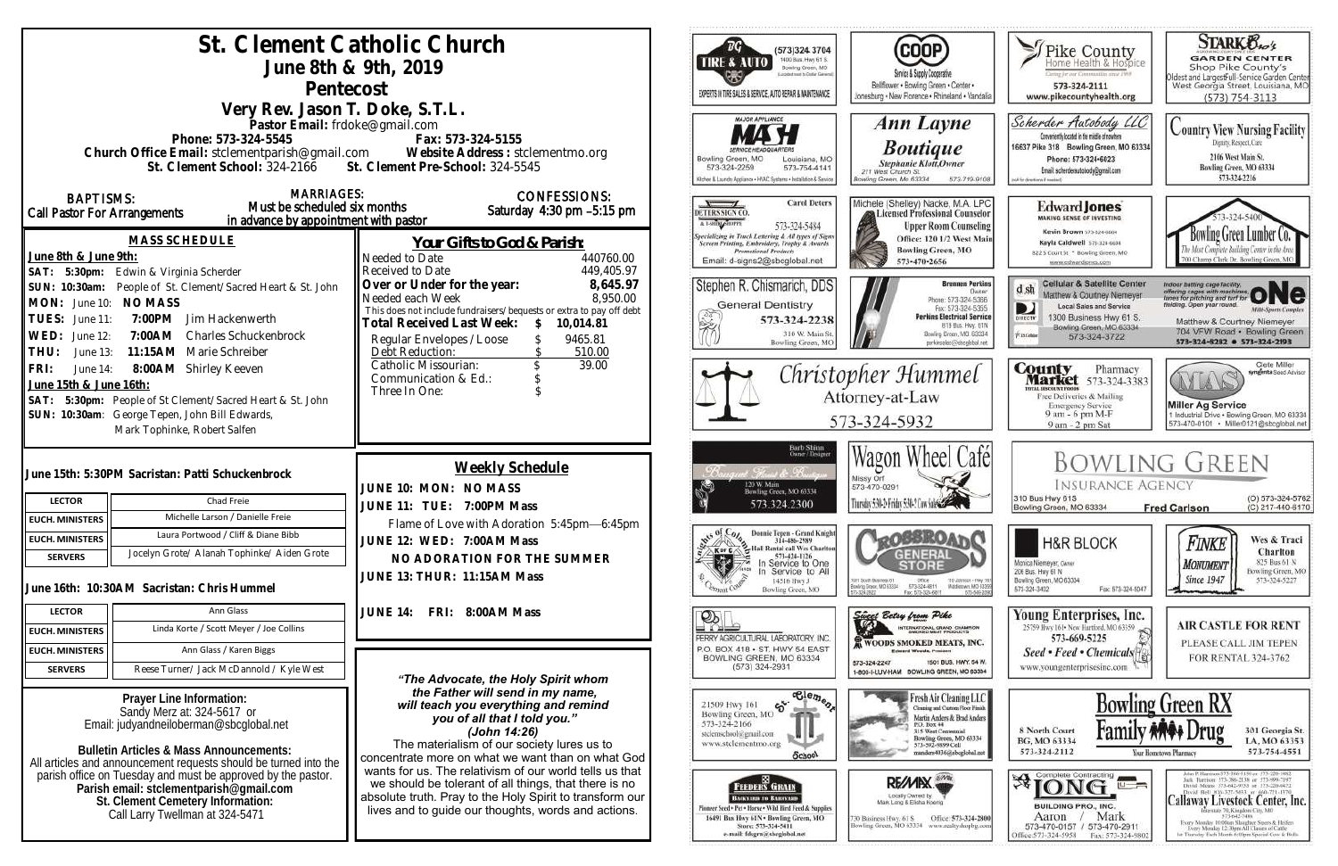# St. Clement Catholic Church

## June 8th & 9th, 2019

## Pentecost

### Very Rev. Jason T. Doke, S.T.L.

Pastor Email: frdoke@gmail.com

Phone: 573-324-5545 Fax: 573-324-5155

Church Office Email: stclementparish@gmail.com Website Address : stclementmo.org

St. Clement School: 324-2166 St. Clement Pre-School: 324-5545

BAPTISMS: Call Pastor For Arrangements

MARRIAGES: Must be scheduled six months in advance by appointment with pastor

CONFESSIONS: Saturday 4:30 pm –5:15 pm

### MASS SCHEDULE

**June 8th & June 9th:**

SAT: 5:30pm: Edwin & Virginia Scherder

SUN: 10:30am: People of St. Clement/Sacred Heart & St. John

MON: June 10: NO MASS

TUES: June 11: 7:00PM Jim Hackenwerth

WED: June 12: 7:00AM Charles Schuckenbrock

THU: June 13: 11:15AM Marie Schreiber

FRI: June 14: 8:00AM Shirley Keeven

**June 15th & June 16th:**

SAT: 5:30pm: People of St Clement/Sacred Heart & St. John

SUN: 10:30am: George Tepen, John Bill Edwards, Mark Tophinke, Robert Salfen

### Your Gifts to God & Parish:

| | |
|---|---|
| Needed to Date | 440760.00 |
| Received to Date | 449,405.97 |
| **Over or Under for the year:** | **8,645.97** |
| Needed each Week | 8,950.00 |
| This does not include fundraisers/bequests or extra to pay off debt | |
| **Total Received Last Week:** | **$ 10,014.81** |
| Regular Envelopes / Loose | $ 9465.81 |
| Debt Reduction: | $ 510.00 |
| Catholic Missourian: | $ 39.00 |
| Communication & Ed.: | $ |
| Three In One: | $ |

**June 15th: 5:30PM Sacristan: Patti Schuckenbrock**

| | |
|---|---|
| LECTOR | Chad Freie |
| EUCH. MINISTERS | Michelle Larson / Danielle Freie |
| EUCH. MINISTERS | Laura Portwood / Cliff & Diane Bibb |
| SERVERS | Jocelyn Grote/ Alanah Tophinke/ Aiden Grote |

**June 16th: 10:30AM Sacristan: Chris Hummel**

| | |
|---|---|
| LECTOR | Ann Glass |
| EUCH. MINISTERS | Linda Korte / Scott Meyer / Joe Collins |
| EUCH. MINISTERS | Ann Glass / Karen Biggs |
| SERVERS | Reese Turner/ Jack McDannold / Kyle West |

### Weekly Schedule

JUNE 10: MON: NO MASS

JUNE 11: TUE: 7:00PM Mass

Flame of Love with Adoration 5:45pm—6:45pm

JUNE 12: WED: 7:00AM Mass

NO ADORATION FOR THE SUMMER

JUNE 13: THUR: 11:15AM Mass

JUNE 14: FRI: 8:00AM Mass

**Prayer Line Information:**
Sandy Merz at: 324-5617 or
Email: judyandneiloberman@sbcglobal.net

**Bulletin Articles & Mass Announcements:**
All articles and announcement requests should be turned into the parish office on Tuesday and must be approved by the pastor.

**Parish email: stclementparish@gmail.com**

**St. Clement Cemetery Information:**
Call Larry Twellman at 324-5471

*"The Advocate, the Holy Spirit whom the Father will send in my name, will teach you everything and remind you of all that I told you." (John 14:26)*

The materialism of our society lures us to concentrate more on what we want than on what God wants for us. The relativism of our world tells us that we should be tolerant of all things, that there is no absolute truth. Pray to the Holy Spirit to transform our lives and to guide our thoughts, words and actions.

---

TIRE & AUTO (573)324-3704 Bowling Green, MO — Experts in Tire Sales & Service, Auto Repair & Maintenance

COOP Service & Supply Cooperative — Bellflower • Bowling Green • Center • Jonesburg • New Florence • Rhineland • Vandalia

Pike County Home Health & Hospice — 573-324-2111 www.pikecountyhealth.org

Stark Bro's Garden Center — Shop Pike County's Oldest and Largest Full-Service Garden Center — West Georgia Street, Louisiana, MO (573) 754-3113

MASH Major Appliance Service Headquarters — Bowling Green, MO 573-324-2259 — Louisiana, MO 573-754-4141

Ann Layne Boutique — Stephanie Klott, Owner — 211 West Church St. Bowling Green, Mo 63334 573-719-9108

Scherder Autobody LLC — 16637 Pike 318 Bowling Green, MO 63334 — Phone: 573-324-6023

Country View Nursing Facility — Dignity, Respect, Care — 2106 West Main St. Bowling Green, MO 63334 573-324-2216

Deters Sign Co. — Carol Deters — 573-324-5484 — Email: d-signs2@sbcglobal.net

Michele (Shelley) Nacke, M.A. LPC Licensed Professional Counselor — Upper Room Counseling — Office: 120 1/2 West Main, Bowling Green, MO 573-470-2656

Edward Jones — Kevin Brown, Kayla Caldwell — 822 S Court St. • Bowling Green, MO

Bowling Green Lumber Co. — 573-324-5400 — 700 Champ Clark Dr. Bowling Green, MO

Stephen R. Chismarich, DDS — General Dentistry — 573-324-2238 — 310 W. Main St. Bowling Green, MO

Perkins Electrical Service — Brennen Perkins, Owner — Phone: 573-324-5366

Cellular & Satellite Center — Matthew & Courtney Niemeyer — Local Sales and Service — 1300 Business Hwy 61 S. Bowling Green, MO 63334 — 573-324-3722

ONE — Indoor batting cage facility — Matthew & Courtney Niemeyer — 704 VFW Road • Bowling Green — 573-324-8282 • 573-324-2193

Christopher Hummel Attorney-at-Law 573-324-5932

County Market Pharmacy 573-324-3383 — Free Deliveries & Mailing — Emergency Service — 9 am - 6 pm M-F, 9 am - 2 pm Sat

MFA — Miller Ag Service — Cete Miller, Syngenta Seed Advisor — 1 Industrial Drive • Bowling Green, MO 63334 — 573-470-0101 • Miller0121@sbcglobal.net

Bouquet Floral & Boutique — Barb Shinn, Owner/Designer — 120 W. Main, Bowling Green, MO 63334 — 573.324.2300

Wagon Wheel Café — Missy Orf — 573-470-0291

Bowling Green Insurance Agency — 310 Bus Hwy 61S, Bowling Green, MO 63334 — Fred Carlson — (O) 573-324-5762 (C) 217-440-6170

Knights of Columbus — Donnie Tepen - Grand Knight 314-486-2989 — Hall Rental call Wes Charlton 573-424-1126 — In Service to One, In Service to All — 14516 Hwy J, Bowling Green, MO

Crossroads General Store

H&R Block — Monica Niemeyer, Owner — 206 Bus. Hwy 61 N, Bowling Green, MO 63334 — 573-324-3402

Finke Monument Since 1947 — Wes & Traci Charlton — 825 Bus 61 N, Bowling Green, MO 573-324-5227

Perry Agricultural Laboratory, Inc. — P.O. Box 418 • St. Hwy 54 East, Bowling Green, MO 63334 — (573) 324-2931

Sweet Betsy from Pike — Woods Smoked Meats, Inc. — 573-324-2247 — 1501 Bus. Hwy. 54 W. Bowling Green, MO 63334

Young Enterprises, Inc. — 25759 Hwy 161 • New Hartford, MO 63359 — 573-669-5225 — Seed • Feed • Chemicals — www.youngenterprisesinc.com

Air Castle for Rent — Please call Jim Tepen for rental 324-3762

St. Clement School — 21509 Hwy 161 Bowling Green, MO — 573-324-2166 — stcschool@gmail.com — www.stclementmo.org

Fresh Air Cleaning LLC — Martin Anders & Brad Anders — Bowling Green, MO 63334

Bowling Green RX Family Drug — 8 North Court, BG, MO 63334, 573-324-2112 — 301 Georgia St. LA, MO 63353, 573-754-4551 — Your Hometown Pharmacy

Feeders Grain — Backyard to Barnyard — Pioneer Seed • Pet • Horse • Wild Bird Feed & Supplies — 16491 Bus Hwy 61N • Bowling Green, MO — Store: 573-324-5411

RE/MAX — Locally Owned by Mark Long & Elisha Koenig — 730 Business Hwy. 61 S, Bowling Green, MO 63334 — Office: 573-324-2800

Complete Contracting — Long Building Pro, Inc. — Aaron / Mark — 573-470-0157 / 573-470-2911

Callaway Livestock Center, Inc. — Interstate 70, Kingdom City, MO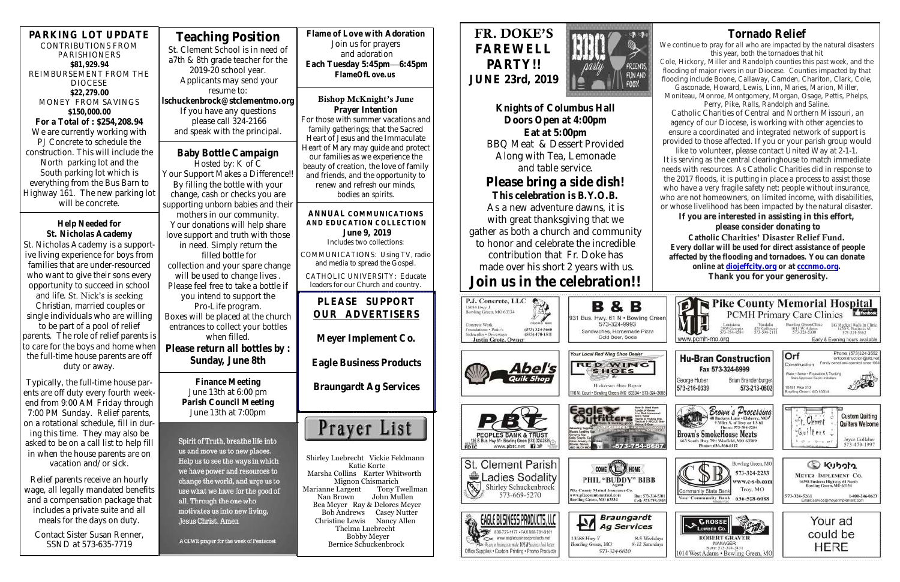## PARKING LOT UPDATE

CONTRIBUTIONS FROM PARISHIONERS
**$81,929.94**
REIMBURSEMENT FROM THE DIOCESE
**$22,279.00**
MONEY FROM SAVINGS
**$150,000.00**
**For a Total of : $254,208.94**

We are currently working with PJ Concrete to schedule the construction. This will include the North parking lot and the South parking lot which is everything from the Bus Barn to Highway 161. The new parking lot will be concrete.

## Help Needed for St. Nicholas Academy

St. Nicholas Academy is a supportive living experience for boys from families that are under-resourced who want to give their sons every opportunity to succeed in school and life. St. Nick's is seeking Christian, married couples or single individuals who are willing to be part of a pool of relief parents. The role of relief parents is to care for the boys and home when the full-time house parents are off duty or away.

Typically, the full-time house parents are off duty every fourth weekend from 9:00 AM Friday through 7:00 PM Sunday. Relief parents, on a rotational schedule, fill in during this time. They may also be asked to be on a call list to help fill in when the house parents are on vacation and/or sick.

Relief parents receive an hourly wage, all legally mandated benefits and a compensation package that includes a private suite and all meals for the days on duty.

Contact Sister Susan Renner, SSND at 573-635-7719

## Teaching Position

St. Clement School is in need of a 7th & 8th grade teacher for the 2019-20 school year.
Applicants may send your resume to:
**lschuckenbrock@stclementmo.org**
If you have any questions please call 324-2166 and speak with the principal.

## Baby Bottle Campaign

Hosted by: K of C
Your Support Makes a Difference!! By filling the bottle with your change, cash or checks you are supporting unborn babies and their mothers in our community. Your donations will help share love support and truth with those in need. Simply return the filled bottle for collection and your spare change will be used to change lives . Please feel free to take a bottle if you intend to support the Pro-Life program.
Boxes will be placed at the church entrances to collect your bottles when filled.
**Please return all bottles by : Sunday, June 8th**

**Finance Meeting**
June 13th at 6:00 pm
**Parish Council Meeting**
June 13th at 7:00pm

Spirit of Truth, breathe life into us and move us to new places. Help us to see the ways in which we have power and resources to change the world, and urge us to use what we have for the good of all. Through the one who motivates us into new living, Jesus Christ. Amen

A CLWR prayer for the week of Pentecost

## Flame of Love with Adoration

Join us for prayers and adoration
**Each Tuesday 5:45pm—6:45pm**
**FlameOfLove.us**

## Bishop McKnight's June Prayer Intention

For those with summer vacations and family gatherings; that the Sacred Heart of Jesus and the Immaculate Heart of Mary may guide and protect our families as we experience the beauty of creation, the love of family and friends, and the opportunity to renew and refresh our minds, bodies an spirits.

## ANNUAL COMMUNICATIONS AND EDUCATION COLLECTION

**June 9, 2019**
Includes two collections:

COMMUNICATIONS: Using TV, radio and media to spread the Gospel.

CATHOLIC UNIVERSITY: Educate leaders for our Church and country.

## PLEASE SUPPORT OUR ADVERTISERS

**Meyer Implement Co.**

**Eagle Business Products**

**Braungardt Ag Services**

## Prayer List

Shirley Luebrecht Vickie Feldmann
Katie Korte
Marsha Collins Karter Whitworth
Mignon Chismarich
Marianne Largent Tony Twellman
Nan Brown John Mullen
Bea Meyer Ray & Delores Meyer
Bob Andrews Casey Nutter
Christine Lewis Nancy Allen
Thelma Luebrecht
Bobby Meyer
Bernice Schuckenbrock

## FR. DOKE'S FAREWELL PARTY!! JUNE 23rd, 2019

**Knights of Columbus Hall**
**Doors Open at 4:00pm**
**Eat at 5:00pm**
BBQ Meat & Dessert Provided Along with Tea, Lemonade and table service.
**Please bring a side dish!**
**This celebration is B.Y.O.B.**
As a new adventure dawns, it is with great thanksgiving that we gather as both a church and community to honor and celebrate the incredible contribution that Fr. Doke has made over his short 2 years with us.
**Join us in the celebration!!**

## Tornado Relief

We continue to pray for all who are impacted by the natural disasters this year, both the tornadoes that hit Cole, Hickory, Miller and Randolph counties this past week, and the flooding of major rivers in our Diocese. Counties impacted by that flooding include Boone, Callaway, Camden, Chariton, Clark, Cole, Gasconade, Howard, Lewis, Linn, Maries, Marion, Miller, Moniteau, Monroe, Montgomery, Morgan, Osage, Pettis, Phelps, Perry, Pike, Ralls, Randolph and Saline.
Catholic Charities of Central and Northern Missouri, an agency of our Diocese, is working with other agencies to ensure a coordinated and integrated network of support is provided to those affected. If you or your parish group would like to volunteer, please contact United Way at 2-1-1.
It is serving as the central clearinghouse to match immediate needs with resources. As Catholic Charities did in response to the 2017 floods, it is putting in place a process to assist those who have a very fragile safety net: people without insurance, who are not homeowners, on limited income, with disabilities, or whose livelihood has been impacted by the natural disaster.
**If you are interested in assisting in this effort, please consider donating to Catholic Charities' Disaster Relief Fund. Every dollar will be used for direct assistance of people affected by the flooding and tornadoes. You can donate online at diojeffcity.org or at cccnmo.org. Thank you for your generosity.**

P.J. Concrete, LLC
15084 Hwy. J
Bowling Green, MO 63334
Concrete Work, Foundations • Patio's, Sidewalks • Driveways
(573) 324-5660
(573) 470-1511
Justin Grote, Owner

B & B
931 Bus. Hwy. 61 N • Bowling Green
573-324-9993
Sandwiches, Homemade Pizza
Cold Beer, Soda

Pike County Memorial Hospital
PCMH Primary Care Clinics
www.pcmh-mo.org
Early & Evening hours available

Abel's Quik Shop

Your Local Red Wing Shoe Dealer
RED WING SHOES
Hickerson Shoe Repair
116 N. Court • Bowling Green, MO 63334 • 573-324-3688

Hu-Bran Construction
Fax 573-324-6999
George Huber 573-216-0339
Brian Brandenburger 573-213-0802

Orf Construction
Phone: (573)324-3552
Family owned and operated since 1964
Water • Sewer • Excavation & Trucking
State Approved Septic Installer
15151 Pike 313, Bowling Green, MO 63334

PEOPLES BANK & TRUST
116 S. Business Hwy 61 • Bowling Green (573) 324-2525
www.pbtc.net

Eagle Outfitters
573-754-6687

Brown's Processing
48 Buckeye Lane • Elsberry, MO
9 Miles S. of Troy on US 61
Brown's SmokeHouse Meats
663 South Hwy 79 • Winfield, MO 63389
Phone: 636-566-6112

St. Clement Quilters
Custom Quilting
Quilters Welcome
Joyce Gollaher
573-470-1997

St. Clement Parish Ladies Sodality
Shirley Schuckenbrock
573-669-5270

COME HOME
PHIL "BUDDY" BIBB
Agent
Pike County Mutual Insurance Co.
www.pikecountymutual.com
Bowling Green, MO 63334
Bus: 573-324-5101

Community State Bank
Bowling Green, MO
573-324-2233
www.c-s-b.com
Troy, MO
636-528-6088
Your Community Bank

Kubota
MEYER IMPLEMENT CO.
16398 Business Highway 61 North
Bowling Green, MO 63334
573-324-5261
1-800-246-0623
Email: service@meyerimplement.com

EAGLE BUSINESS PRODUCTS, LLC
800-727-1177 • FAX 888-781-3101
www.eaglebusinessproducts.net
Office Supplies • Custom Printing • Promo Products

Braungardt Ag Services
13688 Hwy Y
Bowling Green, MO
8-5 Weekdays
8-12 Saturdays
573-324-6820

CROSSE LUMBER CO.
ROBERT GRAVER
MANAGER
1014 West Adams • Bowling Green, MO

Your ad could be HERE